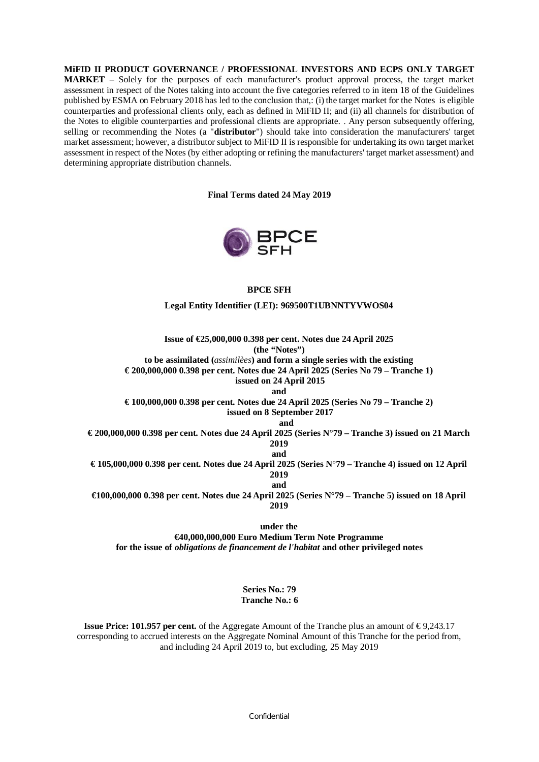**MiFID II PRODUCT GOVERNANCE / PROFESSIONAL INVESTORS AND ECPS ONLY TARGET MARKET** – Solely for the purposes of each manufacturer's product approval process, the target market assessment in respect of the Notes taking into account the five categories referred to in item 18 of the Guidelines published by ESMA on February 2018 has led to the conclusion that,: (i) the target market for the Notes is eligible counterparties and professional clients only, each as defined in MiFID II; and (ii) all channels for distribution of the Notes to eligible counterparties and professional clients are appropriate. . Any person subsequently offering, selling or recommending the Notes (a "**distributor**") should take into consideration the manufacturers' target market assessment; however, a distributor subject to MiFID II is responsible for undertaking its own target market assessment in respect of the Notes (by either adopting or refining the manufacturers' target market assessment) and determining appropriate distribution channels.

**Final Terms dated 24 May 2019**

**BPCE SFH**

**Legal Entity Identifier (LEI): 969500T1UBNNTYVWOS04**

**Issue of €25,000,000 0.398 per cent. Notes due 24 April 2025**
**(the "Notes")**
**to be assimilated (*assimilèes*) and form a single series with the existing**
**€ 200,000,000 0.398 per cent. Notes due 24 April 2025 (Series No 79 – Tranche 1)**
**issued on 24 April 2015**
**and**
**€ 100,000,000 0.398 per cent. Notes due 24 April 2025 (Series No 79 – Tranche 2)**
**issued on 8 September 2017**
**and**
**€ 200,000,000 0.398 per cent. Notes due 24 April 2025 (Series N°79 – Tranche 3) issued on 21 March 2019**
**and**
**€ 105,000,000 0.398 per cent. Notes due 24 April 2025 (Series N°79 – Tranche 4) issued on 12 April 2019**
**and**
**€100,000,000 0.398 per cent. Notes due 24 April 2025 (Series N°79 – Tranche 5) issued on 18 April 2019**

**under the**
**€40,000,000,000 Euro Medium Term Note Programme**
**for the issue of *obligations de financement de l'habitat* and other privileged notes**

**Series No.: 79**
**Tranche No.: 6**

**Issue Price: 101.957 per cent.** of the Aggregate Amount of the Tranche plus an amount of € 9,243.17 corresponding to accrued interests on the Aggregate Nominal Amount of this Tranche for the period from, and including 24 April 2019 to, but excluding, 25 May 2019

Confidential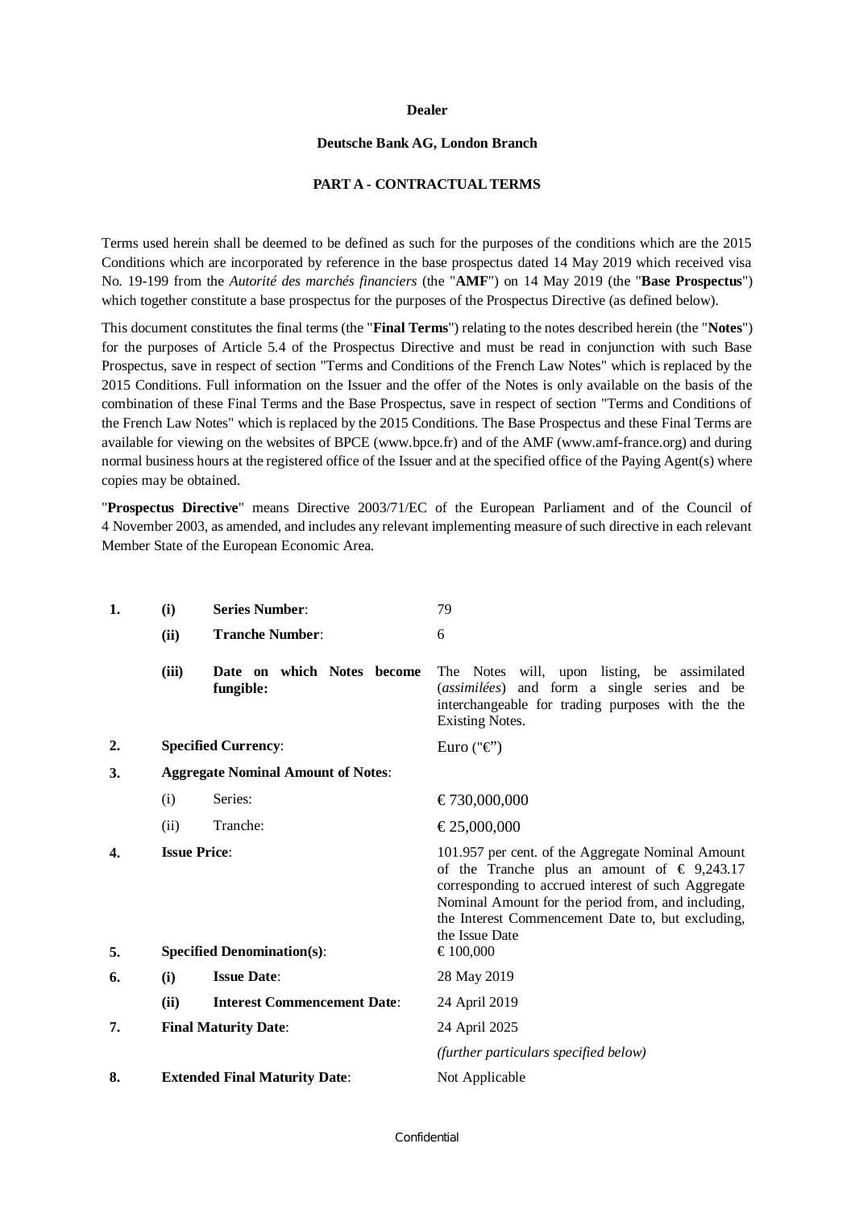**Dealer**

**Deutsche Bank AG, London Branch**

**PART A - CONTRACTUAL TERMS**

Terms used herein shall be deemed to be defined as such for the purposes of the conditions which are the 2015 Conditions which are incorporated by reference in the base prospectus dated 14 May 2019 which received visa No. 19-199 from the *Autorité des marchés financiers* (the "**AMF**") on 14 May 2019 (the "**Base Prospectus**") which together constitute a base prospectus for the purposes of the Prospectus Directive (as defined below).

This document constitutes the final terms (the "**Final Terms**") relating to the notes described herein (the "**Notes**") for the purposes of Article 5.4 of the Prospectus Directive and must be read in conjunction with such Base Prospectus, save in respect of section "Terms and Conditions of the French Law Notes" which is replaced by the 2015 Conditions. Full information on the Issuer and the offer of the Notes is only available on the basis of the combination of these Final Terms and the Base Prospectus, save in respect of section "Terms and Conditions of the French Law Notes" which is replaced by the 2015 Conditions. The Base Prospectus and these Final Terms are available for viewing on the websites of BPCE (www.bpce.fr) and of the AMF (www.amf-france.org) and during normal business hours at the registered office of the Issuer and at the specified office of the Paying Agent(s) where copies may be obtained.

"**Prospectus Directive**" means Directive 2003/71/EC of the European Parliament and of the Council of 4 November 2003, as amended, and includes any relevant implementing measure of such directive in each relevant Member State of the European Economic Area.

| | | | |
|---|---|---|---|
| **1.** | **(i)** | **Series Number**: | 79 |
| | **(ii)** | **Tranche Number**: | 6 |
| | **(iii)** | **Date on which Notes become fungible:** | The Notes will, upon listing, be assimilated (*assimilées*) and form a single series and be interchangeable for trading purposes with the the Existing Notes. |
| **2.** | | **Specified Currency**: | Euro ("€") |
| **3.** | | **Aggregate Nominal Amount of Notes**: | |
| | (i) | Series: | € 730,000,000 |
| | (ii) | Tranche: | € 25,000,000 |
| **4.** | | **Issue Price**: | 101.957 per cent. of the Aggregate Nominal Amount of the Tranche plus an amount of € 9,243.17 corresponding to accrued interest of such Aggregate Nominal Amount for the period from, and including, the Interest Commencement Date to, but excluding, the Issue Date |
| **5.** | | **Specified Denomination(s)**: | € 100,000 |
| **6.** | **(i)** | **Issue Date**: | 28 May 2019 |
| | **(ii)** | **Interest Commencement Date**: | 24 April 2019 |
| **7.** | | **Final Maturity Date**: | 24 April 2025 |
| | | | *(further particulars specified below)* |
| **8.** | | **Extended Final Maturity Date**: | Not Applicable |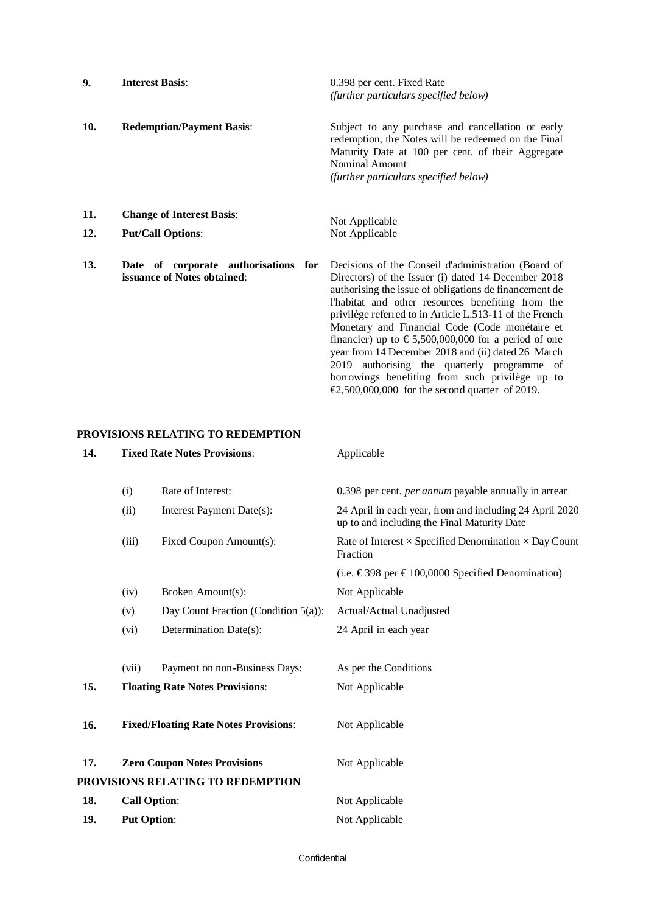| | | |
|---|---|---|
| **9.** | **Interest Basis**: | 0.398 per cent. Fixed Rate<br>*(further particulars specified below)* |
| **10.** | **Redemption/Payment Basis**: | Subject to any purchase and cancellation or early redemption, the Notes will be redeemed on the Final Maturity Date at 100 per cent. of their Aggregate Nominal Amount<br>*(further particulars specified below)* |
| **11.** | **Change of Interest Basis**: | Not Applicable |
| **12.** | **Put/Call Options**: | Not Applicable |
| **13.** | **Date of corporate authorisations for issuance of Notes obtained**: | Decisions of the Conseil d'administration (Board of Directors) of the Issuer (i) dated 14 December 2018 authorising the issue of obligations de financement de l'habitat and other resources benefiting from the privilège referred to in Article L.513-11 of the French Monetary and Financial Code (Code monétaire et financier) up to € 5,500,000,000 for a period of one year from 14 December 2018 and (ii) dated 26 March 2019 authorising the quarterly programme of borrowings benefiting from such privilège up to €2,500,000,000 for the second quarter of 2019. |

**PROVISIONS RELATING TO REDEMPTION**

| | | |
|---|---|---|
| **14.** | **Fixed Rate Notes Provisions**: | Applicable |
| | (i) Rate of Interest: | 0.398 per cent. *per annum* payable annually in arrear |
| | (ii) Interest Payment Date(s): | 24 April in each year, from and including 24 April 2020 up to and including the Final Maturity Date |
| | (iii) Fixed Coupon Amount(s): | Rate of Interest × Specified Denomination × Day Count Fraction<br>(i.e. € 398 per € 100,0000 Specified Denomination) |
| | (iv) Broken Amount(s): | Not Applicable |
| | (v) Day Count Fraction (Condition 5(a)): | Actual/Actual Unadjusted |
| | (vi) Determination Date(s): | 24 April in each year |
| | (vii) Payment on non-Business Days: | As per the Conditions |
| **15.** | **Floating Rate Notes Provisions**: | Not Applicable |
| **16.** | **Fixed/Floating Rate Notes Provisions**: | Not Applicable |
| **17.** | **Zero Coupon Notes Provisions** | Not Applicable |

**PROVISIONS RELATING TO REDEMPTION**

| | | |
|---|---|---|
| **18.** | **Call Option**: | Not Applicable |
| **19.** | **Put Option**: | Not Applicable |

Confidential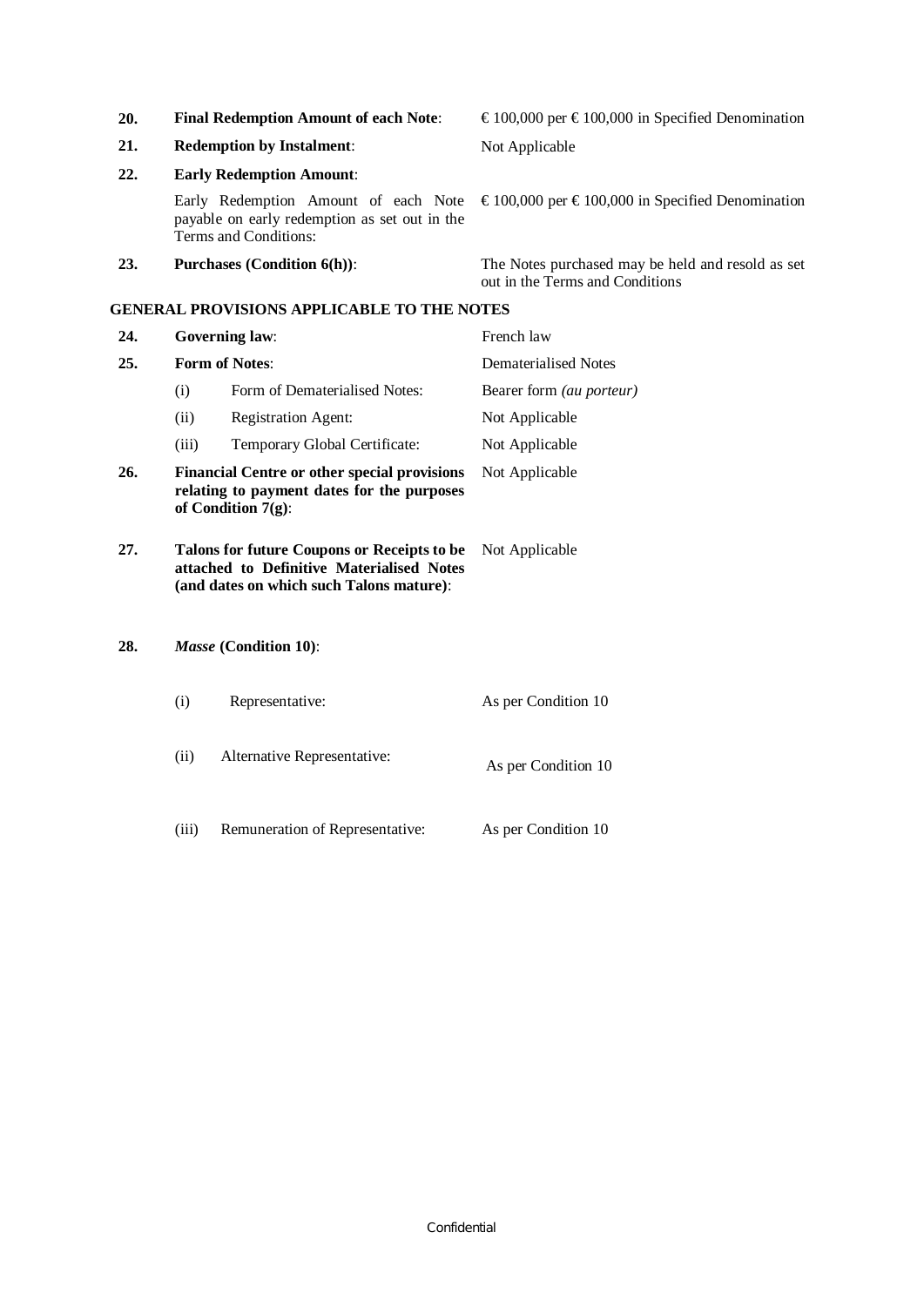| | | |
|---|---|---|
| **20.** | **Final Redemption Amount of each Note**: | € 100,000 per € 100,000 in Specified Denomination |
| **21.** | **Redemption by Instalment**: | Not Applicable |
| **22.** | **Early Redemption Amount**: | |
| | Early Redemption Amount of each Note payable on early redemption as set out in the Terms and Conditions: | € 100,000 per € 100,000 in Specified Denomination |
| **23.** | **Purchases (Condition 6(h))**: | The Notes purchased may be held and resold as set out in the Terms and Conditions |

## GENERAL PROVISIONS APPLICABLE TO THE NOTES

| | | |
|---|---|---|
| **24.** | **Governing law**: | French law |
| **25.** | **Form of Notes**: | Dematerialised Notes |
| | (i) Form of Dematerialised Notes: | Bearer form *(au porteur)* |
| | (ii) Registration Agent: | Not Applicable |
| | (iii) Temporary Global Certificate: | Not Applicable |
| **26.** | **Financial Centre or other special provisions relating to payment dates for the purposes of Condition 7(g)**: | Not Applicable |
| **27.** | **Talons for future Coupons or Receipts to be attached to Definitive Materialised Notes (and dates on which such Talons mature)**: | Not Applicable |
| **28.** | ***Masse* (Condition 10)**: | |
| | (i) Representative: | As per Condition 10 |
| | (ii) Alternative Representative: | As per Condition 10 |
| | (iii) Remuneration of Representative: | As per Condition 10 |

Confidential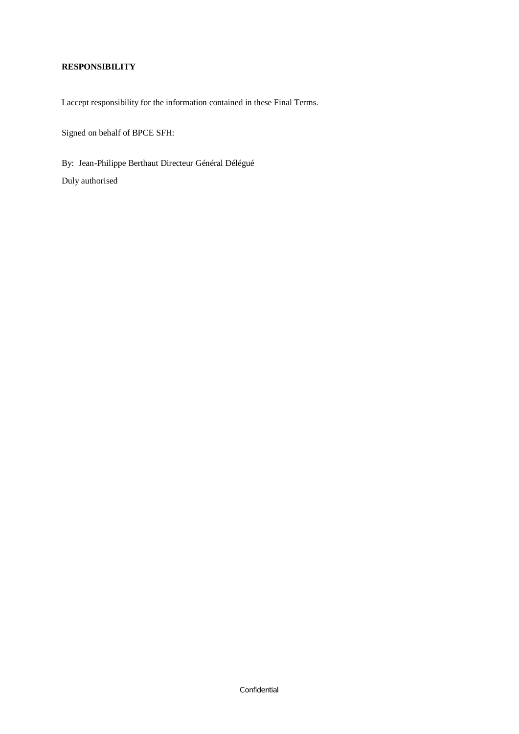**RESPONSIBILITY**

I accept responsibility for the information contained in these Final Terms.

Signed on behalf of BPCE SFH:

By: Jean-Philippe Berthaut Directeur Général Délégué

Duly authorised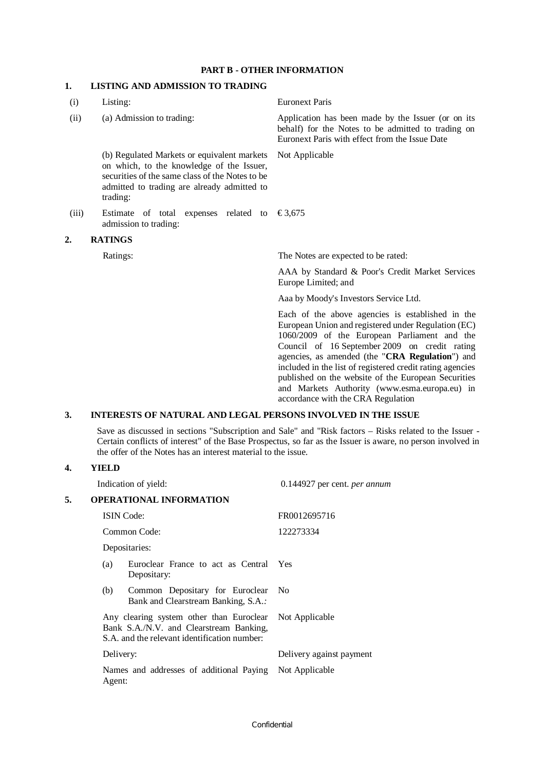## PART B - OTHER INFORMATION

### 1. LISTING AND ADMISSION TO TRADING

| | | |
|---|---|---|
| (i) | Listing: | Euronext Paris |
| (ii) | (a) Admission to trading: | Application has been made by the Issuer (or on its behalf) for the Notes to be admitted to trading on Euronext Paris with effect from the Issue Date |
| | (b) Regulated Markets or equivalent markets on which, to the knowledge of the Issuer, securities of the same class of the Notes to be admitted to trading are already admitted to trading: | Not Applicable |
| (iii) | Estimate of total expenses related to admission to trading: | €3,675 |

### 2. RATINGS

Ratings: The Notes are expected to be rated:

AAA by Standard & Poor's Credit Market Services Europe Limited; and

Aaa by Moody's Investors Service Ltd.

Each of the above agencies is established in the European Union and registered under Regulation (EC) 1060/2009 of the European Parliament and the Council of 16 September 2009 on credit rating agencies, as amended (the "**CRA Regulation**") and included in the list of registered credit rating agencies published on the website of the European Securities and Markets Authority (www.esma.europa.eu) in accordance with the CRA Regulation

### 3. INTERESTS OF NATURAL AND LEGAL PERSONS INVOLVED IN THE ISSUE

Save as discussed in sections "Subscription and Sale" and "Risk factors – Risks related to the Issuer - Certain conflicts of interest" of the Base Prospectus, so far as the Issuer is aware, no person involved in the offer of the Notes has an interest material to the issue.

### 4. YIELD

Indication of yield: 0.144927 per cent. *per annum*

### 5. OPERATIONAL INFORMATION

| | |
|---|---|
| ISIN Code: | FR0012695716 |
| Common Code: | 122273334 |
| Depositaries: | |
| (a) Euroclear France to act as Central Depositary: | Yes |
| (b) Common Depositary for Euroclear Bank and Clearstream Banking, S.A.: | No |
| Any clearing system other than Euroclear Bank S.A./N.V. and Clearstream Banking, S.A. and the relevant identification number: | Not Applicable |
| Delivery: | Delivery against payment |
| Names and addresses of additional Paying Agent: | Not Applicable |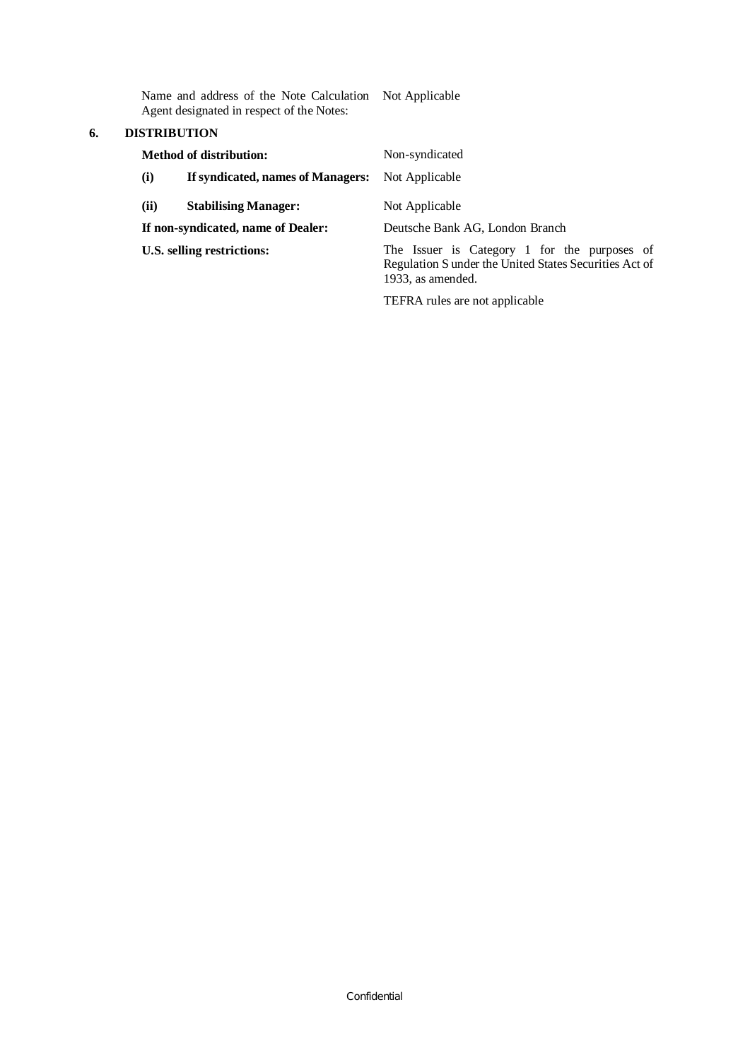| | |
|---|---|
| Name and address of the Note Calculation Agent designated in respect of the Notes: | Not Applicable |

## 6. DISTRIBUTION

| | |
|---|---|
| **Method of distribution:** | Non-syndicated |
| **(i) If syndicated, names of Managers:** | Not Applicable |
| **(ii) Stabilising Manager:** | Not Applicable |
| **If non-syndicated, name of Dealer:** | Deutsche Bank AG, London Branch |
| **U.S. selling restrictions:** | The Issuer is Category 1 for the purposes of Regulation S under the United States Securities Act of 1933, as amended.<br><br>TEFRA rules are not applicable |

Confidential